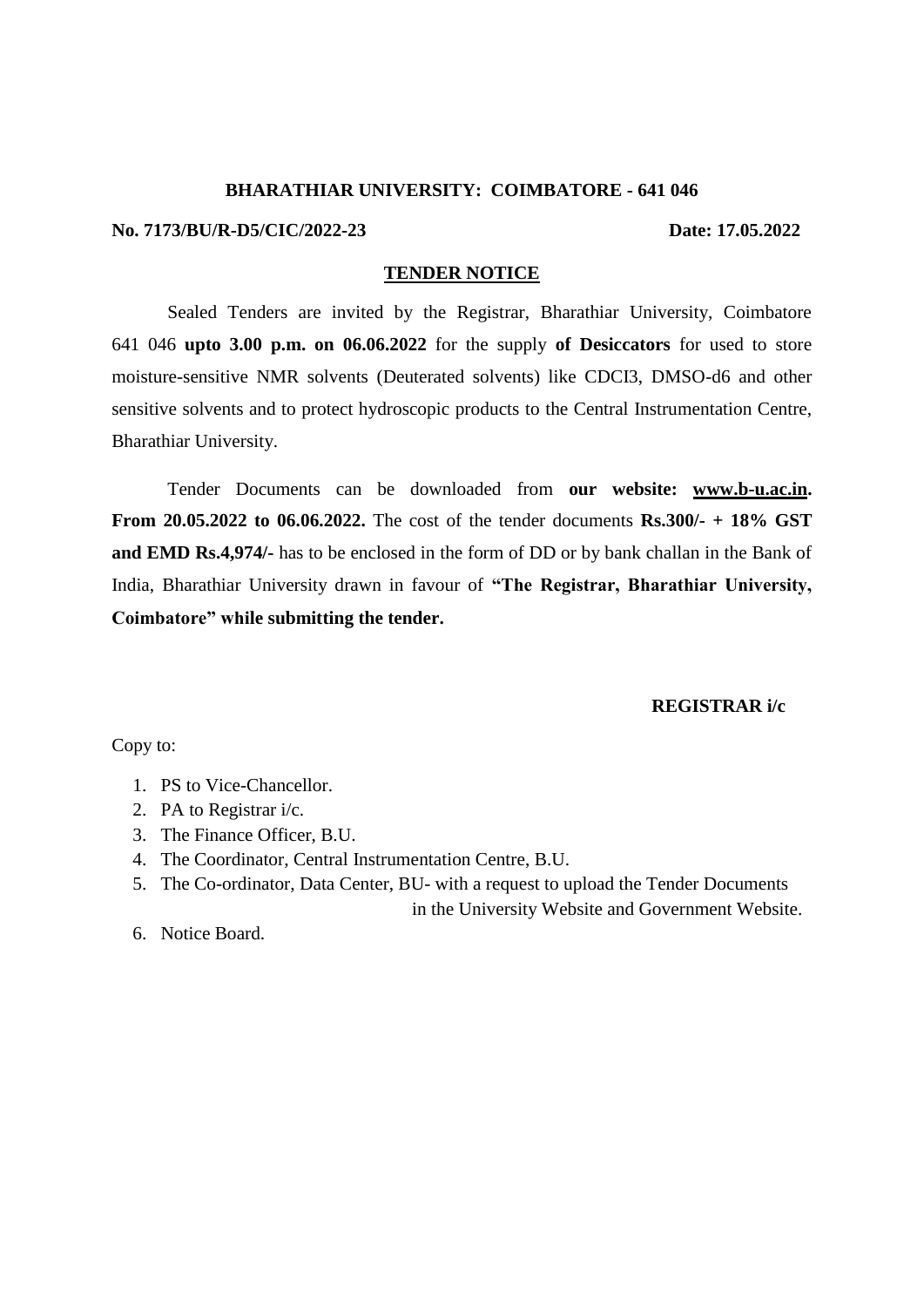**BHARATHIAR UNIVERSITY: COIMBATORE - 641 046**

**No. 7173/BU/R-D5/CIC/2022-23** **Date: 17.05.2022**

**TENDER NOTICE**

Sealed Tenders are invited by the Registrar, Bharathiar University, Coimbatore 641 046 **upto 3.00 p.m. on 06.06.2022** for the supply **of Desiccators** for used to store moisture-sensitive NMR solvents (Deuterated solvents) like CDCI3, DMSO-d6 and other sensitive solvents and to protect hydroscopic products to the Central Instrumentation Centre, Bharathiar University.

Tender Documents can be downloaded from **our website: www.b-u.ac.in. From 20.05.2022 to 06.06.2022.** The cost of the tender documents **Rs.300/- + 18% GST and EMD Rs.4,974/-** has to be enclosed in the form of DD or by bank challan in the Bank of India, Bharathiar University drawn in favour of **"The Registrar, Bharathiar University, Coimbatore" while submitting the tender.**

**REGISTRAR i/c**

Copy to:

1. PS to Vice-Chancellor.
2. PA to Registrar i/c.
3. The Finance Officer, B.U.
4. The Coordinator, Central Instrumentation Centre, B.U.
5. The Co-ordinator, Data Center, BU- with a request to upload the Tender Documents in the University Website and Government Website.
6. Notice Board.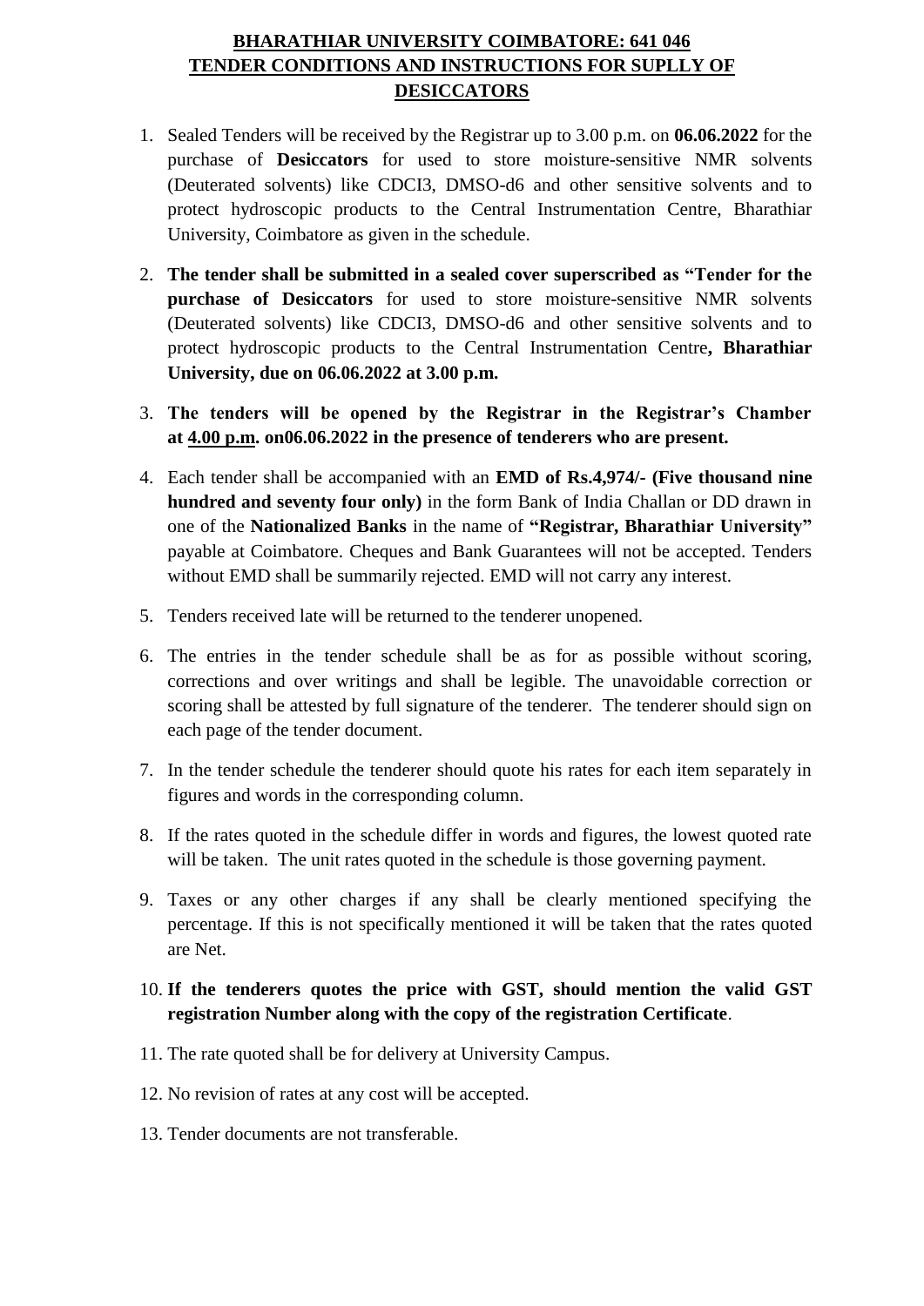**BHARATHIAR UNIVERSITY COIMBATORE: 641 046**
**TENDER CONDITIONS AND INSTRUCTIONS FOR SUPLLY OF DESICCATORS**

1. Sealed Tenders will be received by the Registrar up to 3.00 p.m. on **06.06.2022** for the purchase of **Desiccators** for used to store moisture-sensitive NMR solvents (Deuterated solvents) like CDCI3, DMSO-d6 and other sensitive solvents and to protect hydroscopic products to the Central Instrumentation Centre, Bharathiar University, Coimbatore as given in the schedule.

2. **The tender shall be submitted in a sealed cover superscribed as "Tender for the purchase of Desiccators** for used to store moisture-sensitive NMR solvents (Deuterated solvents) like CDCI3, DMSO-d6 and other sensitive solvents and to protect hydroscopic products to the Central Instrumentation Centre**, Bharathiar University, due on 06.06.2022 at 3.00 p.m.**

3. **The tenders will be opened by the Registrar in the Registrar's Chamber at 4.00 p.m. on06.06.2022 in the presence of tenderers who are present.**

4. Each tender shall be accompanied with an **EMD of Rs.4,974/- (Five thousand nine hundred and seventy four only)** in the form Bank of India Challan or DD drawn in one of the **Nationalized Banks** in the name of **"Registrar, Bharathiar University"** payable at Coimbatore. Cheques and Bank Guarantees will not be accepted. Tenders without EMD shall be summarily rejected. EMD will not carry any interest.

5. Tenders received late will be returned to the tenderer unopened.

6. The entries in the tender schedule shall be as for as possible without scoring, corrections and over writings and shall be legible. The unavoidable correction or scoring shall be attested by full signature of the tenderer. The tenderer should sign on each page of the tender document.

7. In the tender schedule the tenderer should quote his rates for each item separately in figures and words in the corresponding column.

8. If the rates quoted in the schedule differ in words and figures, the lowest quoted rate will be taken. The unit rates quoted in the schedule is those governing payment.

9. Taxes or any other charges if any shall be clearly mentioned specifying the percentage. If this is not specifically mentioned it will be taken that the rates quoted are Net.

10. **If the tenderers quotes the price with GST, should mention the valid GST registration Number along with the copy of the registration Certificate**.

11. The rate quoted shall be for delivery at University Campus.

12. No revision of rates at any cost will be accepted.

13. Tender documents are not transferable.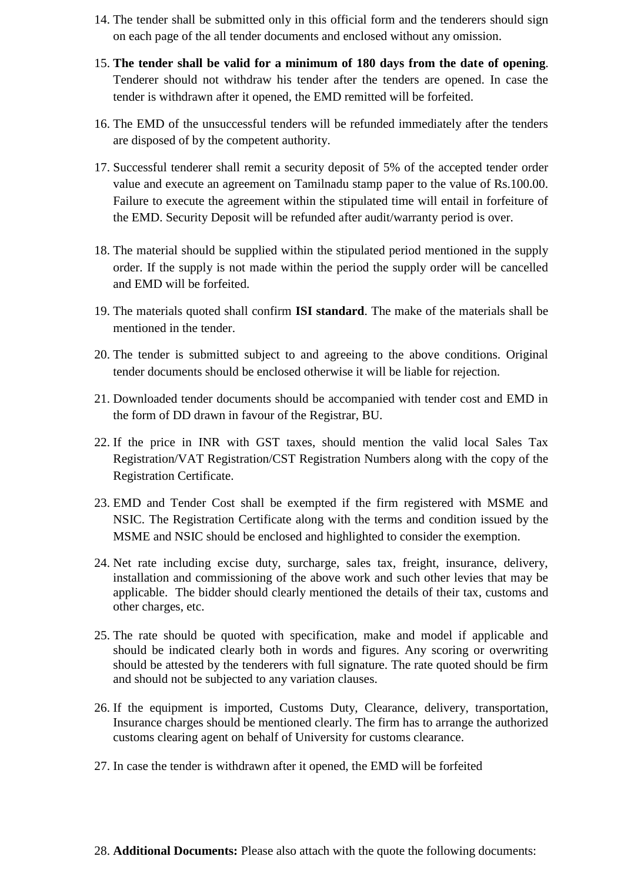14. The tender shall be submitted only in this official form and the tenderers should sign on each page of the all tender documents and enclosed without any omission.

15. **The tender shall be valid for a minimum of 180 days from the date of opening**. Tenderer should not withdraw his tender after the tenders are opened. In case the tender is withdrawn after it opened, the EMD remitted will be forfeited.

16. The EMD of the unsuccessful tenders will be refunded immediately after the tenders are disposed of by the competent authority.

17. Successful tenderer shall remit a security deposit of 5% of the accepted tender order value and execute an agreement on Tamilnadu stamp paper to the value of Rs.100.00. Failure to execute the agreement within the stipulated time will entail in forfeiture of the EMD. Security Deposit will be refunded after audit/warranty period is over.

18. The material should be supplied within the stipulated period mentioned in the supply order. If the supply is not made within the period the supply order will be cancelled and EMD will be forfeited.

19. The materials quoted shall confirm **ISI standard**. The make of the materials shall be mentioned in the tender.

20. The tender is submitted subject to and agreeing to the above conditions. Original tender documents should be enclosed otherwise it will be liable for rejection.

21. Downloaded tender documents should be accompanied with tender cost and EMD in the form of DD drawn in favour of the Registrar, BU.

22. If the price in INR with GST taxes, should mention the valid local Sales Tax Registration/VAT Registration/CST Registration Numbers along with the copy of the Registration Certificate.

23. EMD and Tender Cost shall be exempted if the firm registered with MSME and NSIC. The Registration Certificate along with the terms and condition issued by the MSME and NSIC should be enclosed and highlighted to consider the exemption.

24. Net rate including excise duty, surcharge, sales tax, freight, insurance, delivery, installation and commissioning of the above work and such other levies that may be applicable. The bidder should clearly mentioned the details of their tax, customs and other charges, etc.

25. The rate should be quoted with specification, make and model if applicable and should be indicated clearly both in words and figures. Any scoring or overwriting should be attested by the tenderers with full signature. The rate quoted should be firm and should not be subjected to any variation clauses.

26. If the equipment is imported, Customs Duty, Clearance, delivery, transportation, Insurance charges should be mentioned clearly. The firm has to arrange the authorized customs clearing agent on behalf of University for customs clearance.

27. In case the tender is withdrawn after it opened, the EMD will be forfeited

28. **Additional Documents:** Please also attach with the quote the following documents: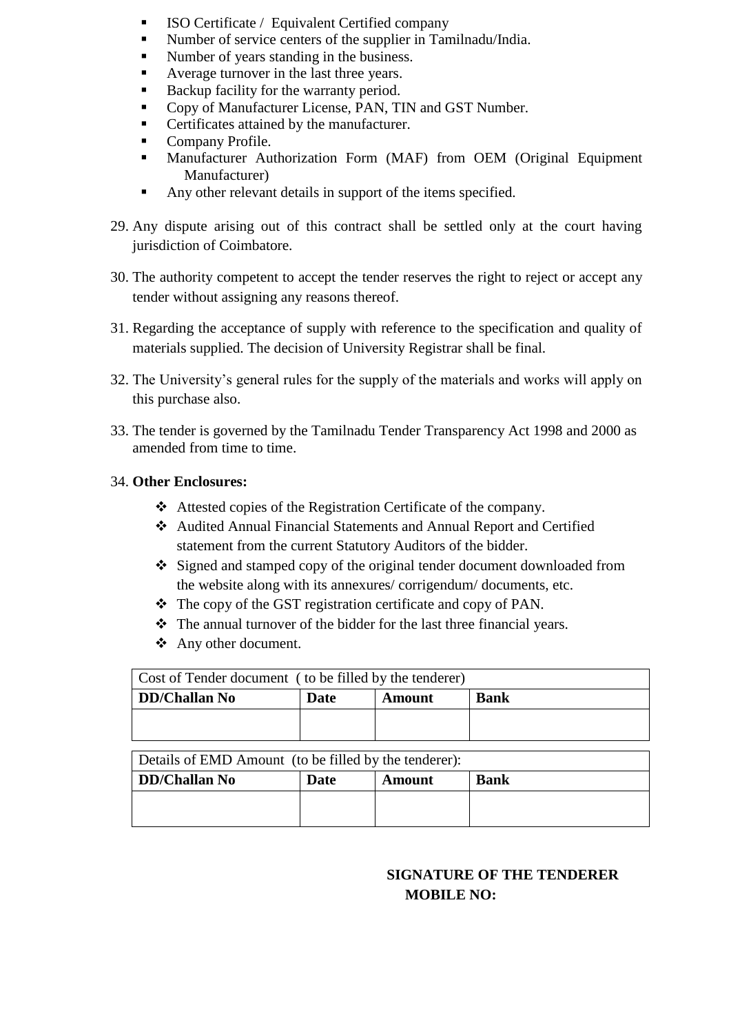- ISO Certificate / Equivalent Certified company
- Number of service centers of the supplier in Tamilnadu/India.
- Number of years standing in the business.
- Average turnover in the last three years.
- Backup facility for the warranty period.
- Copy of Manufacturer License, PAN, TIN and GST Number.
- Certificates attained by the manufacturer.
- Company Profile.
- Manufacturer Authorization Form (MAF) from OEM (Original Equipment Manufacturer)
- Any other relevant details in support of the items specified.

29. Any dispute arising out of this contract shall be settled only at the court having jurisdiction of Coimbatore.

30. The authority competent to accept the tender reserves the right to reject or accept any tender without assigning any reasons thereof.

31. Regarding the acceptance of supply with reference to the specification and quality of materials supplied. The decision of University Registrar shall be final.

32. The University's general rules for the supply of the materials and works will apply on this purchase also.

33. The tender is governed by the Tamilnadu Tender Transparency Act 1998 and 2000 as amended from time to time.

34. **Other Enclosures:**

    - Attested copies of the Registration Certificate of the company.
    - Audited Annual Financial Statements and Annual Report and Certified statement from the current Statutory Auditors of the bidder.
    - Signed and stamped copy of the original tender document downloaded from the website along with its annexures/ corrigendum/ documents, etc.
    - The copy of the GST registration certificate and copy of PAN.
    - The annual turnover of the bidder for the last three financial years.
    - Any other document.

| Cost of Tender document ( to be filled by the tenderer) | | | |
|---|---|---|---|
| **DD/Challan No** | **Date** | **Amount** | **Bank** |
| | | | |

| Details of EMD Amount (to be filled by the tenderer): | | | |
|---|---|---|---|
| **DD/Challan No** | **Date** | **Amount** | **Bank** |
| | | | |

**SIGNATURE OF THE TENDERER**

**MOBILE NO:**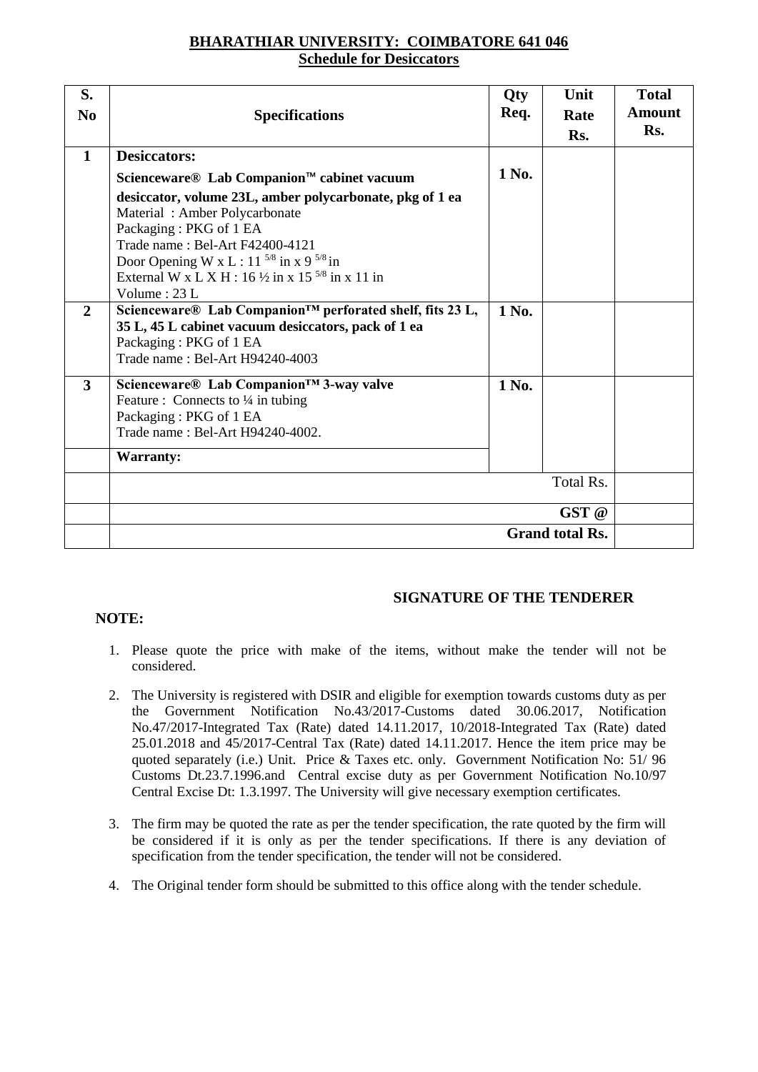**BHARATHIAR UNIVERSITY: COIMBATORE 641 046**
**Schedule for Desiccators**

| S. No | Specifications | Qty Req. | Unit Rate Rs. | Total Amount Rs. |
|---|---|---|---|---|
| **1** | **Desiccators:**<br>**Scienceware® Lab Companion™ cabinet vacuum desiccator, volume 23L, amber polycarbonate, pkg of 1 ea**<br>Material : Amber Polycarbonate<br>Packaging : PKG of 1 EA<br>Trade name : Bel-Art F42400-4121<br>Door Opening W x L : 11 5/8 in x 9 5/8 in<br>External W x L X H : 16 ½ in x 15 5/8 in x 11 in<br>Volume : 23 L | **1 No.** | | |
| **2** | **Scienceware® Lab Companion™ perforated shelf, fits 23 L, 35 L, 45 L cabinet vacuum desiccators, pack of 1 ea**<br>Packaging : PKG of 1 EA<br>Trade name : Bel-Art H94240-4003 | **1 No.** | | |
| **3** | **Scienceware® Lab Companion™ 3-way valve**<br>Feature : Connects to ¼ in tubing<br>Packaging : PKG of 1 EA<br>Trade name : Bel-Art H94240-4002. | **1 No.** | | |
| | **Warranty:** | | | |
| | Total Rs. | | | |
| | **GST @** | | | |
| | **Grand total Rs.** | | | |

**SIGNATURE OF THE TENDERER**

**NOTE:**

1. Please quote the price with make of the items, without make the tender will not be considered.
2. The University is registered with DSIR and eligible for exemption towards customs duty as per the Government Notification No.43/2017-Customs dated 30.06.2017, Notification No.47/2017-Integrated Tax (Rate) dated 14.11.2017, 10/2018-Integrated Tax (Rate) dated 25.01.2018 and 45/2017-Central Tax (Rate) dated 14.11.2017. Hence the item price may be quoted separately (i.e.) Unit. Price & Taxes etc. only. Government Notification No: 51/ 96 Customs Dt.23.7.1996.and Central excise duty as per Government Notification No.10/97 Central Excise Dt: 1.3.1997. The University will give necessary exemption certificates.
3. The firm may be quoted the rate as per the tender specification, the rate quoted by the firm will be considered if it is only as per the tender specifications. If there is any deviation of specification from the tender specification, the tender will not be considered.
4. The Original tender form should be submitted to this office along with the tender schedule.